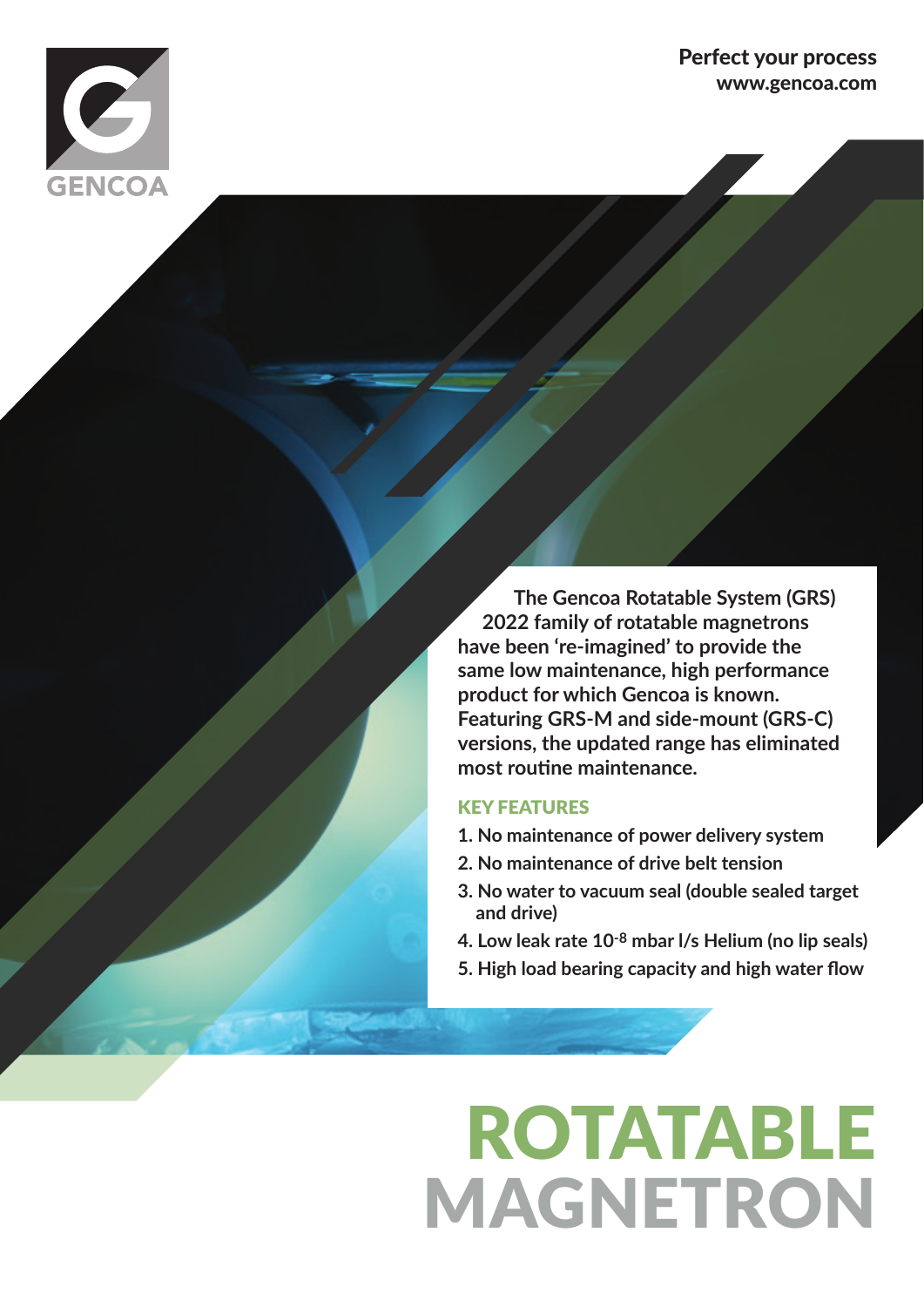GENCOA

**Perfect your process**
**www.gencoa.com**

**The Gencoa Rotatable System (GRS) 2022 family of rotatable magnetrons have been 're-imagined' to provide the same low maintenance, high performance product for which Gencoa is known. Featuring GRS-M and side-mount (GRS-C) versions, the updated range has eliminated most routine maintenance.**

## KEY FEATURES

1. No maintenance of power delivery system
2. No maintenance of drive belt tension
3. No water to vacuum seal (double sealed target and drive)
4. Low leak rate $10^{-8}$ mbar l/s Helium (no lip seals)
5. High load bearing capacity and high water flow

# ROTATABLE MAGNETRON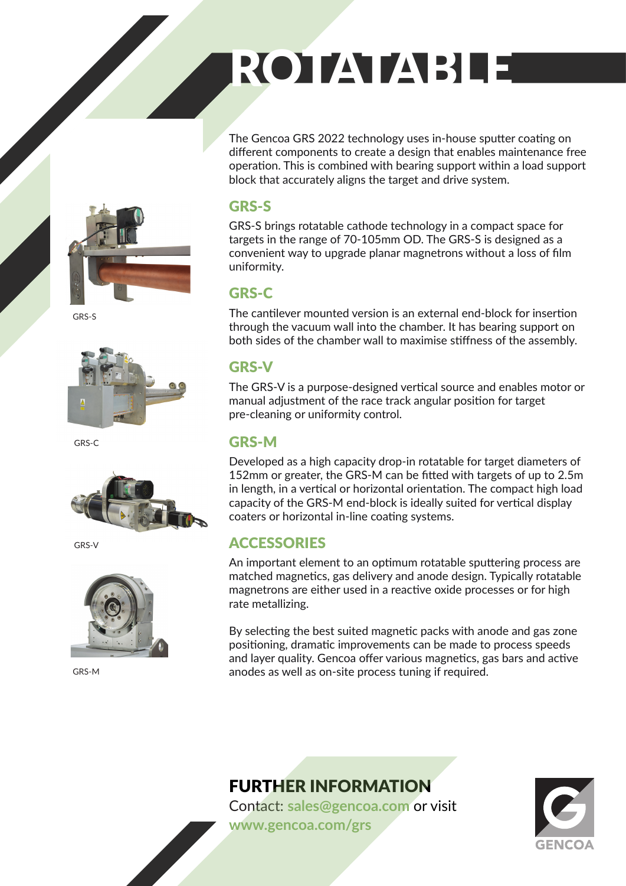# ROTATABLE

The Gencoa GRS 2022 technology uses in-house sputter coating on different components to create a design that enables maintenance free operation. This is combined with bearing support within a load support block that accurately aligns the target and drive system.

GRS-S

GRS-C

GRS-V

GRS-M

## GRS-S

GRS-S brings rotatable cathode technology in a compact space for targets in the range of 70-105mm OD. The GRS-S is designed as a convenient way to upgrade planar magnetrons without a loss of film uniformity.

## GRS-C

The cantilever mounted version is an external end-block for insertion through the vacuum wall into the chamber. It has bearing support on both sides of the chamber wall to maximise stiffness of the assembly.

## GRS-V

The GRS-V is a purpose-designed vertical source and enables motor or manual adjustment of the race track angular position for target pre-cleaning or uniformity control.

## GRS-M

Developed as a high capacity drop-in rotatable for target diameters of 152mm or greater, the GRS-M can be fitted with targets of up to 2.5m in length, in a vertical or horizontal orientation. The compact high load capacity of the GRS-M end-block is ideally suited for vertical display coaters or horizontal in-line coating systems.

## ACCESSORIES

An important element to an optimum rotatable sputtering process are matched magnetics, gas delivery and anode design. Typically rotatable magnetrons are either used in a reactive oxide processes or for high rate metallizing.

By selecting the best suited magnetic packs with anode and gas zone positioning, dramatic improvements can be made to process speeds and layer quality. Gencoa offer various magnetics, gas bars and active anodes as well as on-site process tuning if required.

## FURTHER INFORMATION

Contact: sales@gencoa.com or visit www.gencoa.com/grs

GENCOA